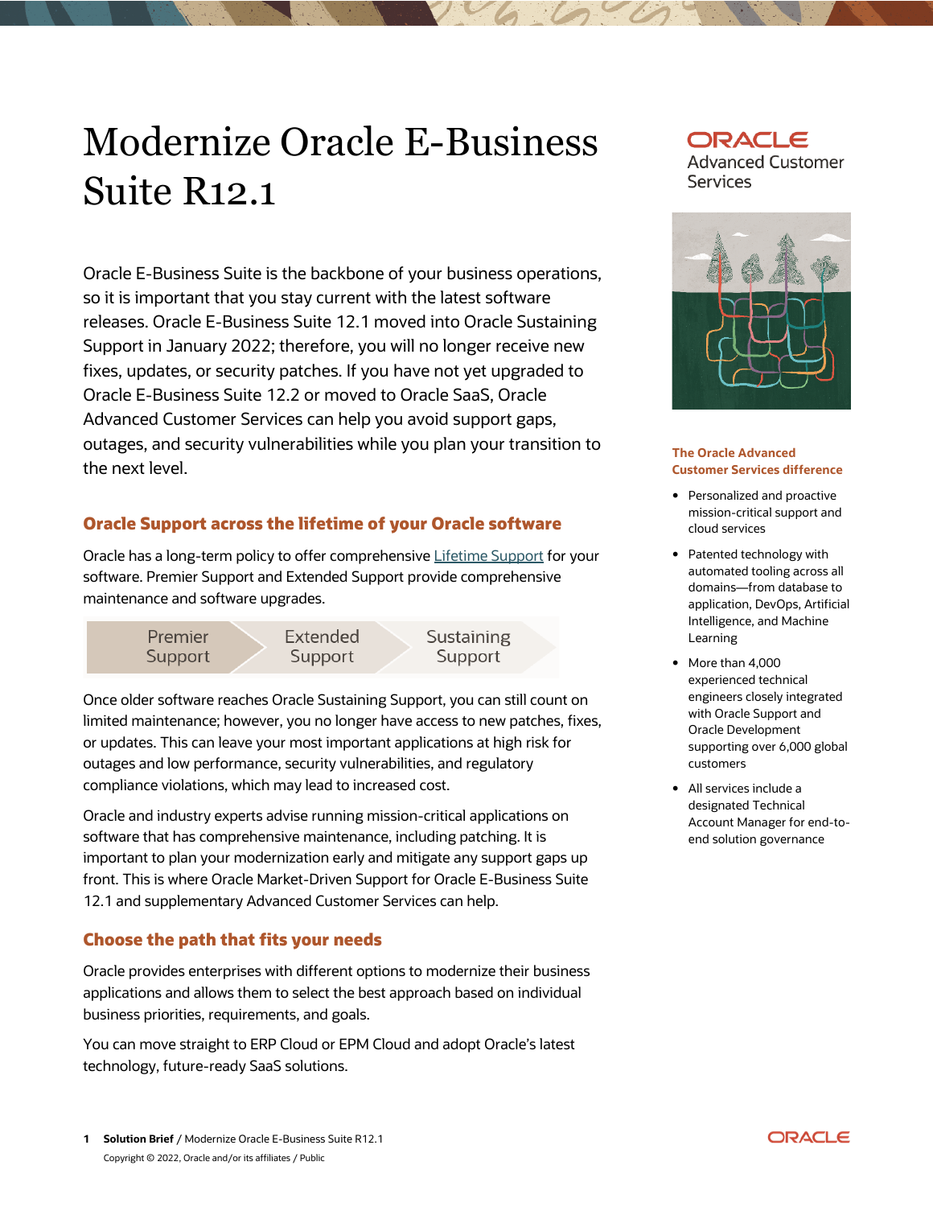# Modernize Oracle E-Business Suite R12.1

Oracle Advanced Customer Services

Oracle E-Business Suite is the backbone of your business operations, so it is important that you stay current with the latest software releases. Oracle E-Business Suite 12.1 moved into Oracle Sustaining Support in January 2022; therefore, you will no longer receive new fixes, updates, or security patches. If you have not yet upgraded to Oracle E-Business Suite 12.2 or moved to Oracle SaaS, Oracle Advanced Customer Services can help you avoid support gaps, outages, and security vulnerabilities while you plan your transition to the next level.

## Oracle Support across the lifetime of your Oracle software

Oracle has a long-term policy to offer comprehensive Lifetime Support for your software. Premier Support and Extended Support provide comprehensive maintenance and software upgrades.

Premier Support → Extended Support → Sustaining Support

Once older software reaches Oracle Sustaining Support, you can still count on limited maintenance; however, you no longer have access to new patches, fixes, or updates. This can leave your most important applications at high risk for outages and low performance, security vulnerabilities, and regulatory compliance violations, which may lead to increased cost.

Oracle and industry experts advise running mission-critical applications on software that has comprehensive maintenance, including patching. It is important to plan your modernization early and mitigate any support gaps up front. This is where Oracle Market-Driven Support for Oracle E-Business Suite 12.1 and supplementary Advanced Customer Services can help.

## Choose the path that fits your needs

Oracle provides enterprises with different options to modernize their business applications and allows them to select the best approach based on individual business priorities, requirements, and goals.

You can move straight to ERP Cloud or EPM Cloud and adopt Oracle's latest technology, future-ready SaaS solutions.

### The Oracle Advanced Customer Services difference

- Personalized and proactive mission-critical support and cloud services
- Patented technology with automated tooling across all domains—from database to application, DevOps, Artificial Intelligence, and Machine Learning
- More than 4,000 experienced technical engineers closely integrated with Oracle Support and Oracle Development supporting over 6,000 global customers
- All services include a designated Technical Account Manager for end-to-end solution governance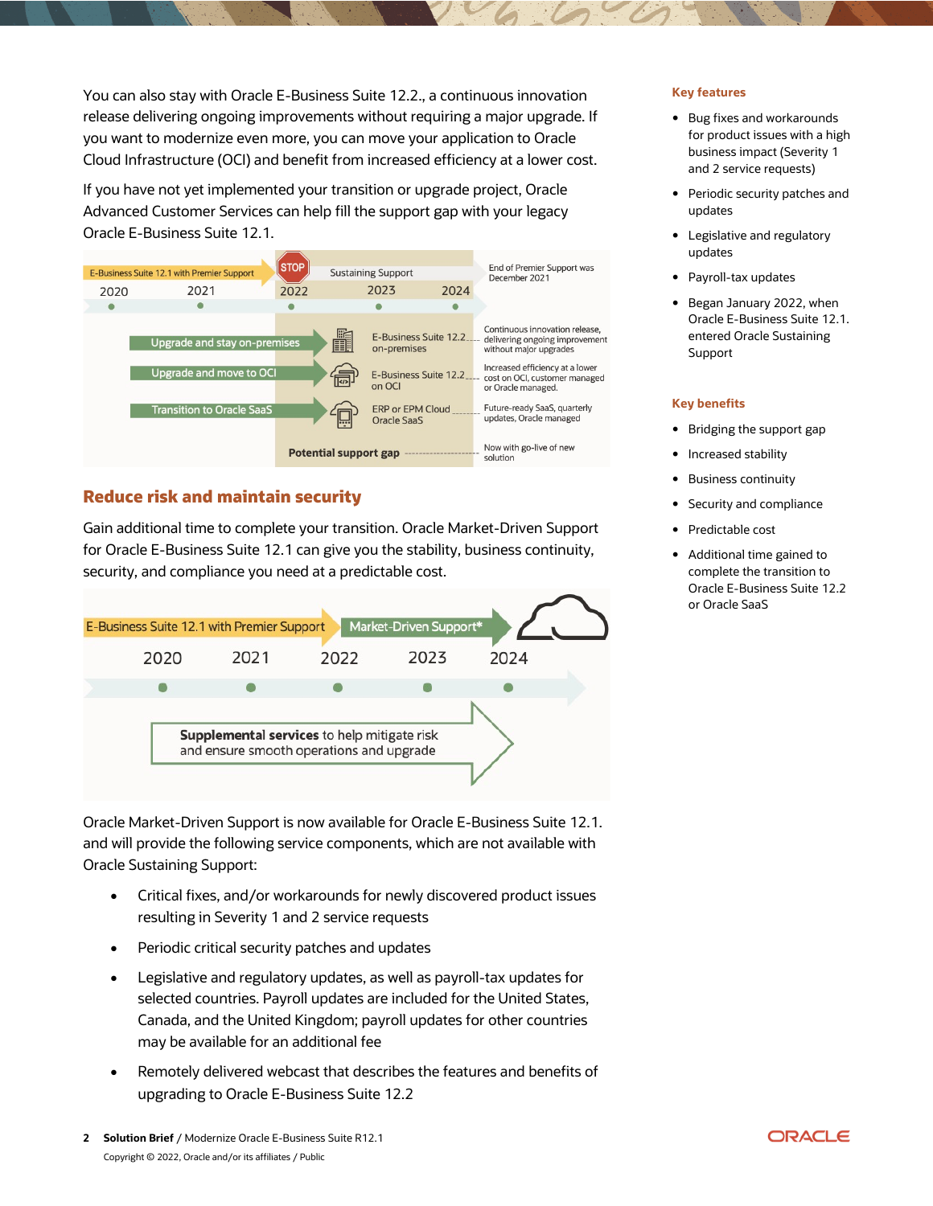You can also stay with Oracle E-Business Suite 12.2., a continuous innovation release delivering ongoing improvements without requiring a major upgrade. If you want to modernize even more, you can move your application to Oracle Cloud Infrastructure (OCI) and benefit from increased efficiency at a lower cost.

If you have not yet implemented your transition or upgrade project, Oracle Advanced Customer Services can help fill the support gap with your legacy Oracle E-Business Suite 12.1.

E-Business Suite 12.1 with Premier Support | STOP | Sustaining Support | End of Premier Support was December 2021

2020 · 2021 · 2022 · 2023 · 2024

- Upgrade and stay on-premises → E-Business Suite 12.2 on-premises — Continuous innovation release, delivering ongoing improvement without major upgrades
- Upgrade and move to OCI → E-Business Suite 12.2 on OCI — Increased efficiency at a lower cost on OCI, customer managed or Oracle managed.
- Transition to Oracle SaaS → ERP or EPM Cloud Oracle SaaS — Future-ready SaaS, quarterly updates, Oracle managed
- Potential support gap — Now with go-live of new solution

## Reduce risk and maintain security

Gain additional time to complete your transition. Oracle Market-Driven Support for Oracle E-Business Suite 12.1 can give you the stability, business continuity, security, and compliance you need at a predictable cost.

E-Business Suite 12.1 with Premier Support → Market-Driven Support*

2020 · 2021 · 2022 · 2023 · 2024

**Supplemental services** to help mitigate risk and ensure smooth operations and upgrade

Oracle Market-Driven Support is now available for Oracle E-Business Suite 12.1. and will provide the following service components, which are not available with Oracle Sustaining Support:

- Critical fixes, and/or workarounds for newly discovered product issues resulting in Severity 1 and 2 service requests
- Periodic critical security patches and updates
- Legislative and regulatory updates, as well as payroll-tax updates for selected countries. Payroll updates are included for the United States, Canada, and the United Kingdom; payroll updates for other countries may be available for an additional fee
- Remotely delivered webcast that describes the features and benefits of upgrading to Oracle E-Business Suite 12.2

### Key features

- Bug fixes and workarounds for product issues with a high business impact (Severity 1 and 2 service requests)
- Periodic security patches and updates
- Legislative and regulatory updates
- Payroll-tax updates
- Began January 2022, when Oracle E-Business Suite 12.1. entered Oracle Sustaining Support

### Key benefits

- Bridging the support gap
- Increased stability
- Business continuity
- Security and compliance
- Predictable cost
- Additional time gained to complete the transition to Oracle E-Business Suite 12.2 or Oracle SaaS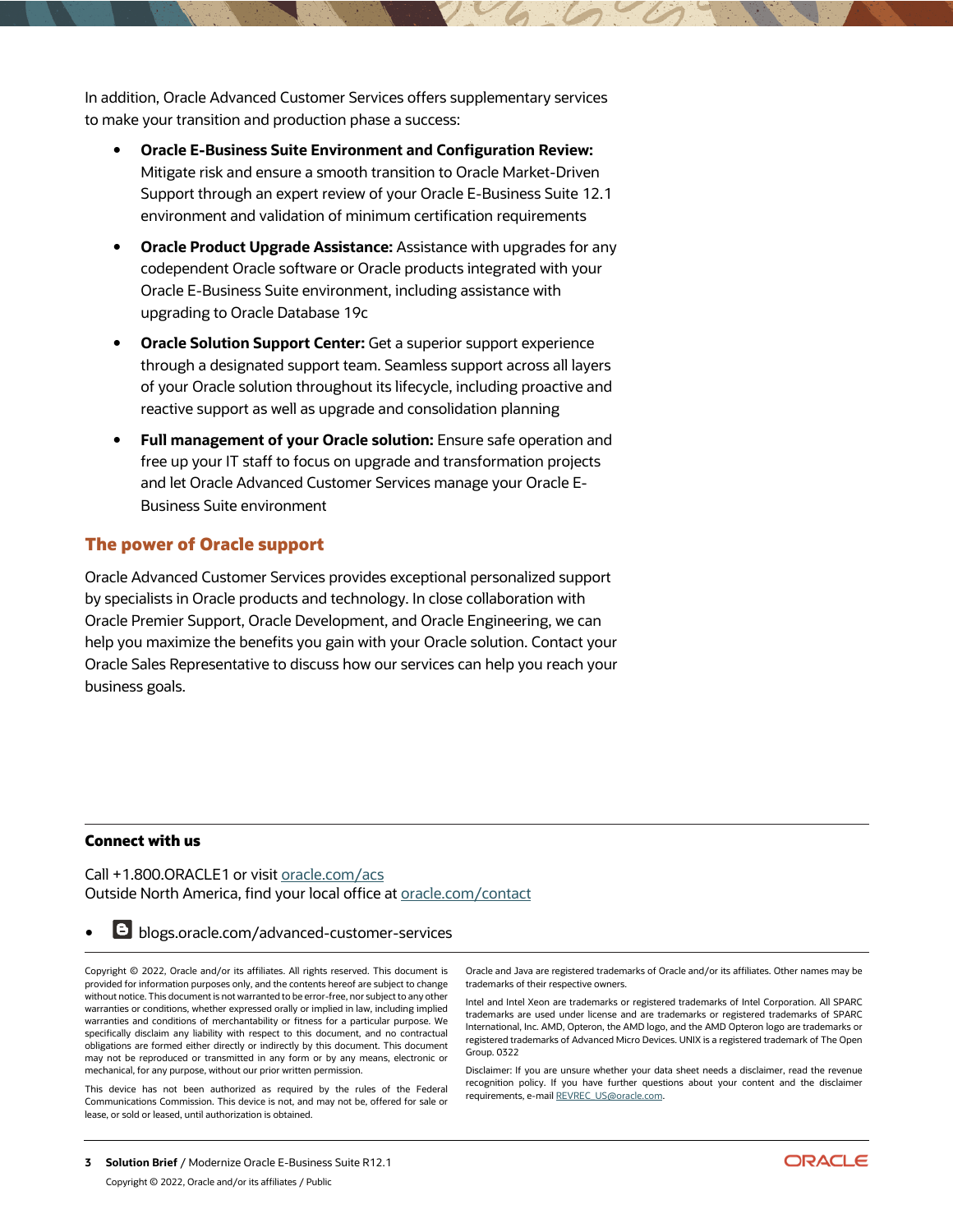In addition, Oracle Advanced Customer Services offers supplementary services to make your transition and production phase a success:

- **Oracle E-Business Suite Environment and Configuration Review:** Mitigate risk and ensure a smooth transition to Oracle Market-Driven Support through an expert review of your Oracle E-Business Suite 12.1 environment and validation of minimum certification requirements
- **Oracle Product Upgrade Assistance:** Assistance with upgrades for any codependent Oracle software or Oracle products integrated with your Oracle E-Business Suite environment, including assistance with upgrading to Oracle Database 19c
- **Oracle Solution Support Center:** Get a superior support experience through a designated support team. Seamless support across all layers of your Oracle solution throughout its lifecycle, including proactive and reactive support as well as upgrade and consolidation planning
- **Full management of your Oracle solution:** Ensure safe operation and free up your IT staff to focus on upgrade and transformation projects and let Oracle Advanced Customer Services manage your Oracle E-Business Suite environment

## The power of Oracle support

Oracle Advanced Customer Services provides exceptional personalized support by specialists in Oracle products and technology. In close collaboration with Oracle Premier Support, Oracle Development, and Oracle Engineering, we can help you maximize the benefits you gain with your Oracle solution. Contact your Oracle Sales Representative to discuss how our services can help you reach your business goals.

### Connect with us

Call +1.800.ORACLE1 or visit oracle.com/acs
Outside North America, find your local office at oracle.com/contact

- blogs.oracle.com/advanced-customer-services

Copyright © 2022, Oracle and/or its affiliates. All rights reserved. This document is provided for information purposes only, and the contents hereof are subject to change without notice. This document is not warranted to be error-free, nor subject to any other warranties or conditions, whether expressed orally or implied in law, including implied warranties and conditions of merchantability or fitness for a particular purpose. We specifically disclaim any liability with respect to this document, and no contractual obligations are formed either directly or indirectly by this document. This document may not be reproduced or transmitted in any form or by any means, electronic or mechanical, for any purpose, without our prior written permission.

This device has not been authorized as required by the rules of the Federal Communications Commission. This device is not, and may not be, offered for sale or lease, or sold or leased, until authorization is obtained.

Oracle and Java are registered trademarks of Oracle and/or its affiliates. Other names may be trademarks of their respective owners.

Intel and Intel Xeon are trademarks or registered trademarks of Intel Corporation. All SPARC trademarks are used under license and are trademarks or registered trademarks of SPARC International, Inc. AMD, Opteron, the AMD logo, and the AMD Opteron logo are trademarks or registered trademarks of Advanced Micro Devices. UNIX is a registered trademark of The Open Group. 0322

Disclaimer: If you are unsure whether your data sheet needs a disclaimer, read the revenue recognition policy. If you have further questions about your content and the disclaimer requirements, e-mail REVREC_US@oracle.com.